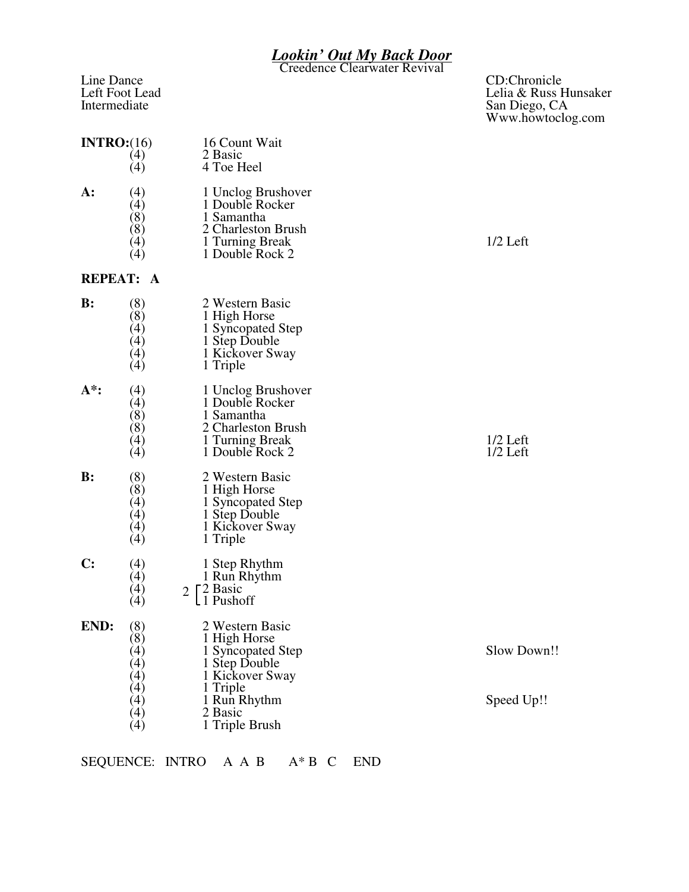# *Lookin' Out My Back Door*

Creedence Clearwater Revival

Line Dance
Left Foot Lead
Intermediate

CD:Chronicle
Lelia & Russ Hunsaker
San Diego, CA
Www.howtoclog.com

| Section | Counts | Step | Notes |
|---|---|---|---|
| **INTRO:** | (16) | 16 Count Wait | |
| | (4) | 2 Basic | |
| | (4) | 4 Toe Heel | |
| **A:** | (4) | 1 Unclog Brushover | |
| | (4) | 1 Double Rocker | |
| | (8) | 1 Samantha | |
| | (8) | 2 Charleston Brush | |
| | (4) | 1 Turning Break | 1/2 Left |
| | (4) | 1 Double Rock 2 | |
| **REPEAT: A** | | | |
| **B:** | (8) | 2 Western Basic | |
| | (8) | 1 High Horse | |
| | (4) | 1 Syncopated Step | |
| | (4) | 1 Step Double | |
| | (4) | 1 Kickover Sway | |
| | (4) | 1 Triple | |
| **A\*:** | (4) | 1 Unclog Brushover | |
| | (4) | 1 Double Rocker | |
| | (8) | 1 Samantha | |
| | (8) | 2 Charleston Brush | |
| | (4) | 1 Turning Break | 1/2 Left |
| | (4) | 1 Double Rock 2 | 1/2 Left |
| **B:** | (8) | 2 Western Basic | |
| | (8) | 1 High Horse | |
| | (4) | 1 Syncopated Step | |
| | (4) | 1 Step Double | |
| | (4) | 1 Kickover Sway | |
| | (4) | 1 Triple | |
| **C:** | (4) | 1 Step Rhythm | |
| | (4) | 1 Run Rhythm | |
| | (4) | 2 [ 2 Basic | |
| | (4) | &nbsp;&nbsp;&nbsp;[ 1 Pushoff | |
| **END:** | (8) | 2 Western Basic | |
| | (8) | 1 High Horse | |
| | (4) | 1 Syncopated Step | Slow Down!! |
| | (4) | 1 Step Double | |
| | (4) | 1 Kickover Sway | |
| | (4) | 1 Triple | |
| | (4) | 1 Run Rhythm | Speed Up!! |
| | (4) | 2 Basic | |
| | (4) | 1 Triple Brush | |

SEQUENCE: INTRO A A B A* B C END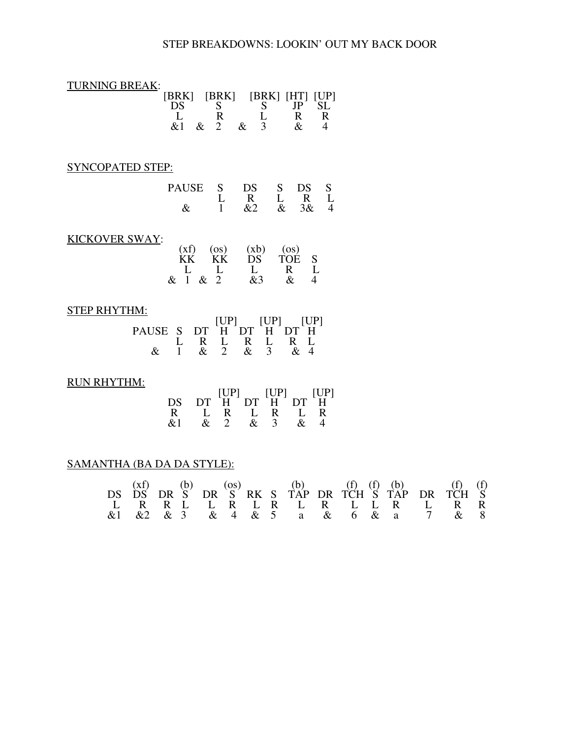# STEP BREAKDOWNS: LOOKIN' OUT MY BACK DOOR

## TURNING BREAK:

| | | | | | | | |
|---|---|---|---|---|---|---|---|
| [BRK] | | [BRK] | | [BRK] | [HT] | [UP] |
| DS | | S | | S | JP | SL |
| L | | R | | L | R | R |
| &1 | & | 2 | & | 3 | & | 4 |

## SYNCOPATED STEP:

| | | | | | |
|---|---|---|---|---|---|
| PAUSE | S | DS | S | DS | S |
| | L | R | L | R | L |
| & | 1 | &2 | & | 3& | 4 |

## KICKOVER SWAY:

| | | | | | | |
|---|---|---|---|---|---|---|
| | (xf) | | (os) | (xb) | (os) | |
| | KK | | KK | DS | TOE | S |
| | L | | L | L | R | L |
| & | 1 | & | 2 | &3 | & | 4 |

## STEP RHYTHM:

| | | | | | | | |
|---|---|---|---|---|---|---|---|
| | | | [UP] | | [UP] | | [UP] |
| PAUSE | S | DT | H | DT | H | DT | H |
| | L | R | L | R | L | R | L |
| & | 1 | & | 2 | & | 3 | & | 4 |

## RUN RHYTHM:

| | | | | | | |
|---|---|---|---|---|---|---|
| | | [UP] | | [UP] | | [UP] |
| DS | DT | H | DT | H | DT | H |
| R | L | R | L | R | L | R |
| &1 | & | 2 | & | 3 | & | 4 |

## SAMANTHA (BA DA DA STYLE):

| | | | | | | | | | | | | | | | |
|---|---|---|---|---|---|---|---|---|---|---|---|---|---|---|---|
| | (xf) | | (b) | | (os) | | | (b) | | (f) | (f) | (b) | | (f) | (f) |
| DS | DS | DR | S | DR | S | RK | S | TAP | DR | TCH | S | TAP | DR | TCH | S |
| L | R | R | L | L | R | L | R | L | R | L | L | R | L | R | R |
| &1 | &2 | & | 3 | & | 4 | & | 5 | a | & | 6 | & | a | 7 | & | 8 |